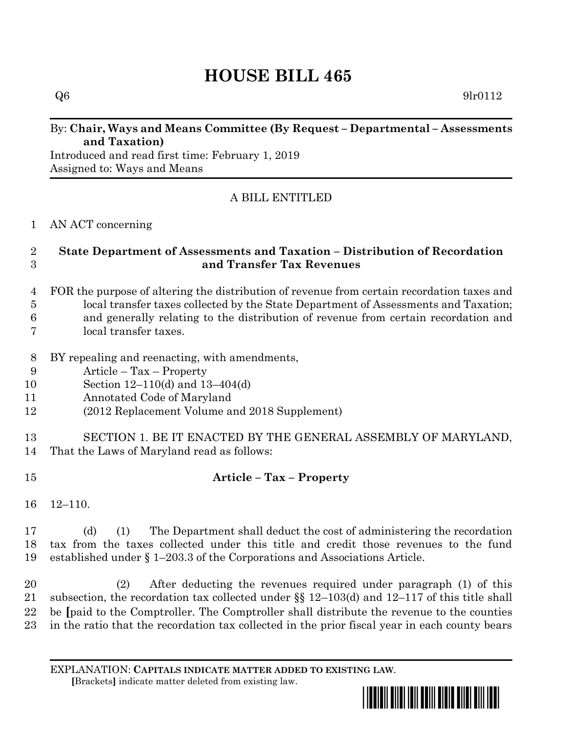# HOUSE BILL 465

Q6 9lr0112

By: **Chair, Ways and Means Committee (By Request – Departmental – Assessments and Taxation)**
Introduced and read first time: February 1, 2019
Assigned to: Ways and Means

A BILL ENTITLED

AN ACT concerning

**State Department of Assessments and Taxation – Distribution of Recordation and Transfer Tax Revenues**

FOR the purpose of altering the distribution of revenue from certain recordation taxes and local transfer taxes collected by the State Department of Assessments and Taxation; and generally relating to the distribution of revenue from certain recordation and local transfer taxes.

BY repealing and reenacting, with amendments,
Article – Tax – Property
Section 12–110(d) and 13–404(d)
Annotated Code of Maryland
(2012 Replacement Volume and 2018 Supplement)

SECTION 1. BE IT ENACTED BY THE GENERAL ASSEMBLY OF MARYLAND, That the Laws of Maryland read as follows:

**Article – Tax – Property**

12–110.

(d) (1) The Department shall deduct the cost of administering the recordation tax from the taxes collected under this title and credit those revenues to the fund established under § 1–203.3 of the Corporations and Associations Article.

(2) After deducting the revenues required under paragraph (1) of this subsection, the recordation tax collected under §§ 12–103(d) and 12–117 of this title shall be **[**paid to the Comptroller. The Comptroller shall distribute the revenue to the counties in the ratio that the recordation tax collected in the prior fiscal year in each county bears

EXPLANATION: **CAPITALS INDICATE MATTER ADDED TO EXISTING LAW.**
**[**Brackets**]** indicate matter deleted from existing law.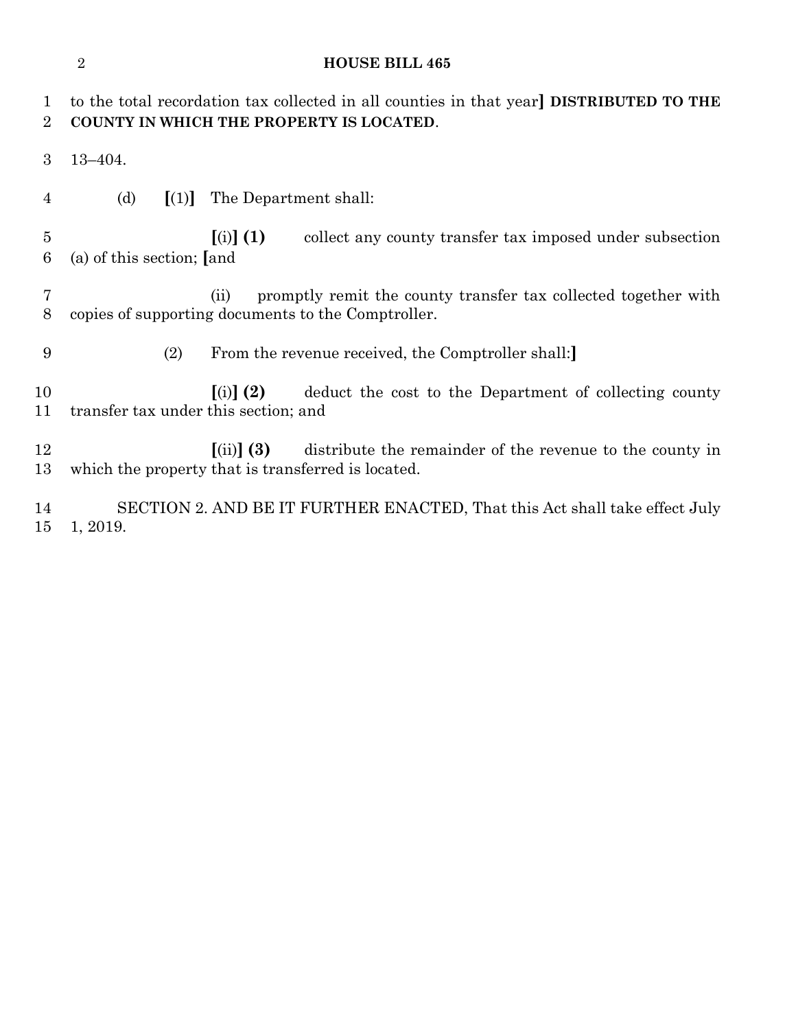to the total recordation tax collected in all counties in that year] **DISTRIBUTED TO THE COUNTY IN WHICH THE PROPERTY IS LOCATED**.

13–404.

(d) [(1)] The Department shall:

[(i)] **(1)** collect any county transfer tax imposed under subsection (a) of this section; [and

(ii) promptly remit the county transfer tax collected together with copies of supporting documents to the Comptroller.

(2) From the revenue received, the Comptroller shall:]

[(i)] **(2)** deduct the cost to the Department of collecting county transfer tax under this section; and

[(ii)] **(3)** distribute the remainder of the revenue to the county in which the property that is transferred is located.

SECTION 2. AND BE IT FURTHER ENACTED, That this Act shall take effect July 1, 2019.